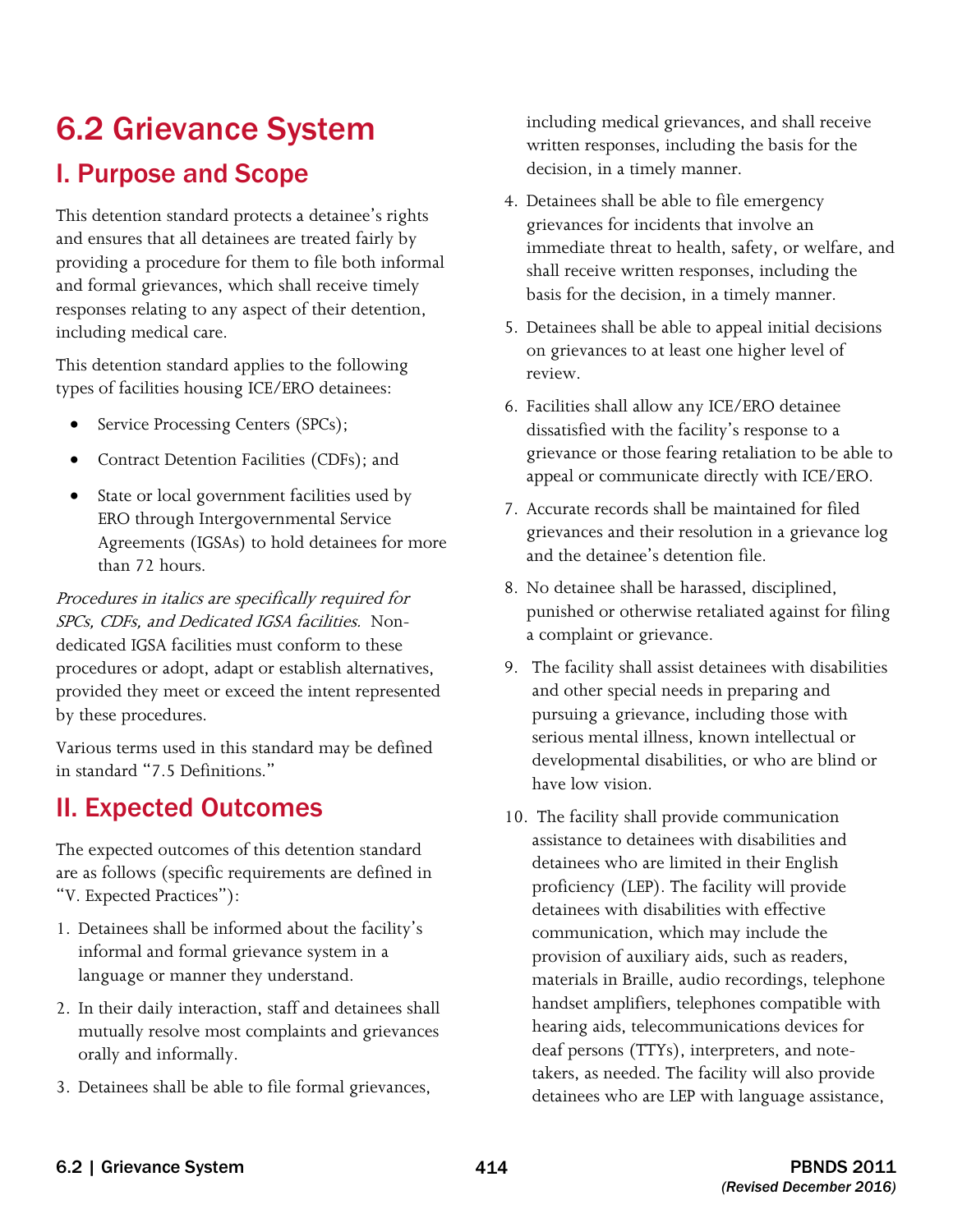# 6.2 Grievance System

## I. Purpose and Scope

This detention standard protects a detainee's rights and ensures that all detainees are treated fairly by providing a procedure for them to file both informal and formal grievances, which shall receive timely responses relating to any aspect of their detention, including medical care.

This detention standard applies to the following types of facilities housing ICE/ERO detainees:

- Service Processing Centers (SPCs);
- Contract Detention Facilities (CDFs); and
- State or local government facilities used by ERO through Intergovernmental Service Agreements (IGSAs) to hold detainees for more than 72 hours.

*Procedures in italics are specifically required for SPCs, CDFs, and Dedicated IGSA facilities.* Non-dedicated IGSA facilities must conform to these procedures or adopt, adapt or establish alternatives, provided they meet or exceed the intent represented by these procedures.

Various terms used in this standard may be defined in standard "7.5 Definitions."

## II. Expected Outcomes

The expected outcomes of this detention standard are as follows (specific requirements are defined in "V. Expected Practices"):

1. Detainees shall be informed about the facility's informal and formal grievance system in a language or manner they understand.
2. In their daily interaction, staff and detainees shall mutually resolve most complaints and grievances orally and informally.
3. Detainees shall be able to file formal grievances, including medical grievances, and shall receive written responses, including the basis for the decision, in a timely manner.
4. Detainees shall be able to file emergency grievances for incidents that involve an immediate threat to health, safety, or welfare, and shall receive written responses, including the basis for the decision, in a timely manner.
5. Detainees shall be able to appeal initial decisions on grievances to at least one higher level of review.
6. Facilities shall allow any ICE/ERO detainee dissatisfied with the facility's response to a grievance or those fearing retaliation to be able to appeal or communicate directly with ICE/ERO.
7. Accurate records shall be maintained for filed grievances and their resolution in a grievance log and the detainee's detention file.
8. No detainee shall be harassed, disciplined, punished or otherwise retaliated against for filing a complaint or grievance.
9. The facility shall assist detainees with disabilities and other special needs in preparing and pursuing a grievance, including those with serious mental illness, known intellectual or developmental disabilities, or who are blind or have low vision.
10. The facility shall provide communication assistance to detainees with disabilities and detainees who are limited in their English proficiency (LEP). The facility will provide detainees with disabilities with effective communication, which may include the provision of auxiliary aids, such as readers, materials in Braille, audio recordings, telephone handset amplifiers, telephones compatible with hearing aids, telecommunications devices for deaf persons (TTYs), interpreters, and note-takers, as needed. The facility will also provide detainees who are LEP with language assistance,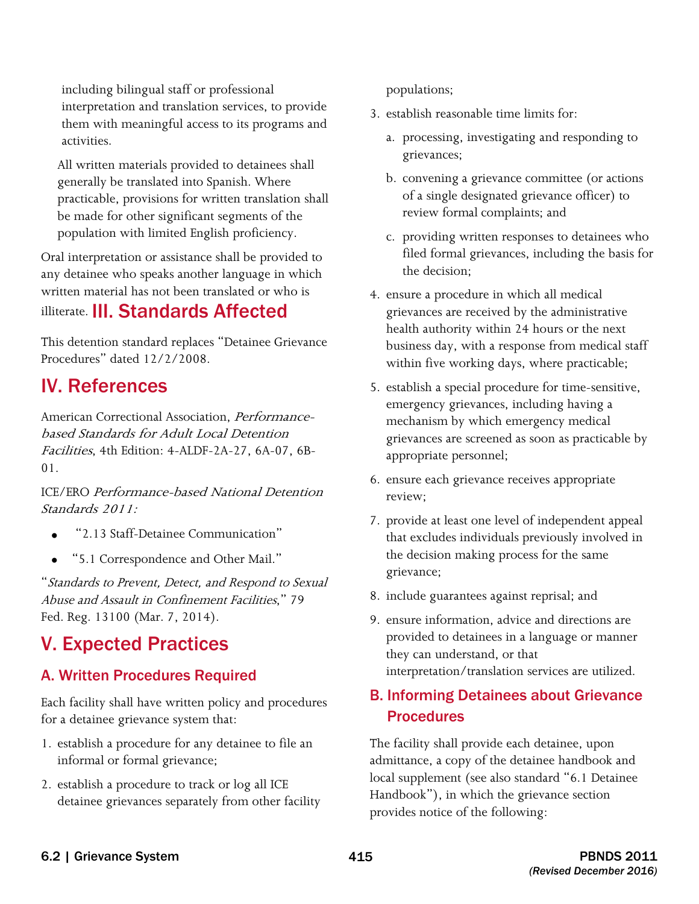including bilingual staff or professional interpretation and translation services, to provide them with meaningful access to its programs and activities.

All written materials provided to detainees shall generally be translated into Spanish. Where practicable, provisions for written translation shall be made for other significant segments of the population with limited English proficiency.

Oral interpretation or assistance shall be provided to any detainee who speaks another language in which written material has not been translated or who is illiterate.

## III. Standards Affected

This detention standard replaces "Detainee Grievance Procedures" dated 12/2/2008.

## IV. References

American Correctional Association, *Performance-based Standards for Adult Local Detention Facilities*, 4th Edition: 4-ALDF-2A-27, 6A-07, 6B-01.

ICE/ERO *Performance-based National Detention Standards 2011:*

- "2.13 Staff-Detainee Communication"
- "5.1 Correspondence and Other Mail."

"*Standards to Prevent, Detect, and Respond to Sexual Abuse and Assault in Confinement Facilities*," 79 Fed. Reg. 13100 (Mar. 7, 2014).

## V. Expected Practices

### A. Written Procedures Required

Each facility shall have written policy and procedures for a detainee grievance system that:

1. establish a procedure for any detainee to file an informal or formal grievance;
2. establish a procedure to track or log all ICE detainee grievances separately from other facility populations;
3. establish reasonable time limits for:
   a. processing, investigating and responding to grievances;
   b. convening a grievance committee (or actions of a single designated grievance officer) to review formal complaints; and
   c. providing written responses to detainees who filed formal grievances, including the basis for the decision;
4. ensure a procedure in which all medical grievances are received by the administrative health authority within 24 hours or the next business day, with a response from medical staff within five working days, where practicable;
5. establish a special procedure for time-sensitive, emergency grievances, including having a mechanism by which emergency medical grievances are screened as soon as practicable by appropriate personnel;
6. ensure each grievance receives appropriate review;
7. provide at least one level of independent appeal that excludes individuals previously involved in the decision making process for the same grievance;
8. include guarantees against reprisal; and
9. ensure information, advice and directions are provided to detainees in a language or manner they can understand, or that interpretation/translation services are utilized.

### B. Informing Detainees about Grievance Procedures

The facility shall provide each detainee, upon admittance, a copy of the detainee handbook and local supplement (see also standard "6.1 Detainee Handbook"), in which the grievance section provides notice of the following: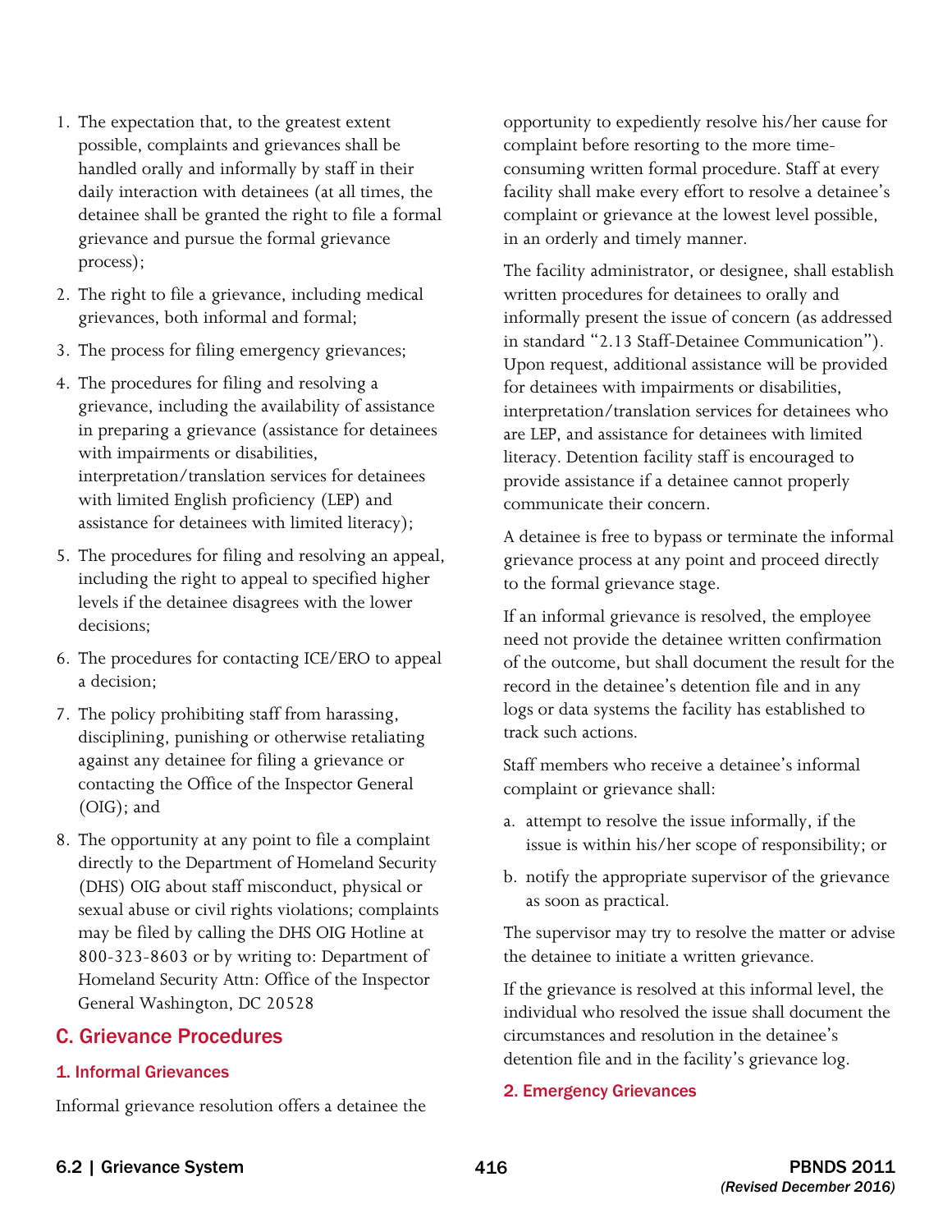1. The expectation that, to the greatest extent possible, complaints and grievances shall be handled orally and informally by staff in their daily interaction with detainees (at all times, the detainee shall be granted the right to file a formal grievance and pursue the formal grievance process);
2. The right to file a grievance, including medical grievances, both informal and formal;
3. The process for filing emergency grievances;
4. The procedures for filing and resolving a grievance, including the availability of assistance in preparing a grievance (assistance for detainees with impairments or disabilities, interpretation/translation services for detainees with limited English proficiency (LEP) and assistance for detainees with limited literacy);
5. The procedures for filing and resolving an appeal, including the right to appeal to specified higher levels if the detainee disagrees with the lower decisions;
6. The procedures for contacting ICE/ERO to appeal a decision;
7. The policy prohibiting staff from harassing, disciplining, punishing or otherwise retaliating against any detainee for filing a grievance or contacting the Office of the Inspector General (OIG); and
8. The opportunity at any point to file a complaint directly to the Department of Homeland Security (DHS) OIG about staff misconduct, physical or sexual abuse or civil rights violations; complaints may be filed by calling the DHS OIG Hotline at 800-323-8603 or by writing to: Department of Homeland Security Attn: Office of the Inspector General Washington, DC 20528

## C. Grievance Procedures

### 1. Informal Grievances

Informal grievance resolution offers a detainee the opportunity to expediently resolve his/her cause for complaint before resorting to the more time-consuming written formal procedure. Staff at every facility shall make every effort to resolve a detainee's complaint or grievance at the lowest level possible, in an orderly and timely manner.

The facility administrator, or designee, shall establish written procedures for detainees to orally and informally present the issue of concern (as addressed in standard "2.13 Staff-Detainee Communication"). Upon request, additional assistance will be provided for detainees with impairments or disabilities, interpretation/translation services for detainees who are LEP, and assistance for detainees with limited literacy. Detention facility staff is encouraged to provide assistance if a detainee cannot properly communicate their concern.

A detainee is free to bypass or terminate the informal grievance process at any point and proceed directly to the formal grievance stage.

If an informal grievance is resolved, the employee need not provide the detainee written confirmation of the outcome, but shall document the result for the record in the detainee's detention file and in any logs or data systems the facility has established to track such actions.

Staff members who receive a detainee's informal complaint or grievance shall:

a. attempt to resolve the issue informally, if the issue is within his/her scope of responsibility; or

b. notify the appropriate supervisor of the grievance as soon as practical.

The supervisor may try to resolve the matter or advise the detainee to initiate a written grievance.

If the grievance is resolved at this informal level, the individual who resolved the issue shall document the circumstances and resolution in the detainee's detention file and in the facility's grievance log.

### 2. Emergency Grievances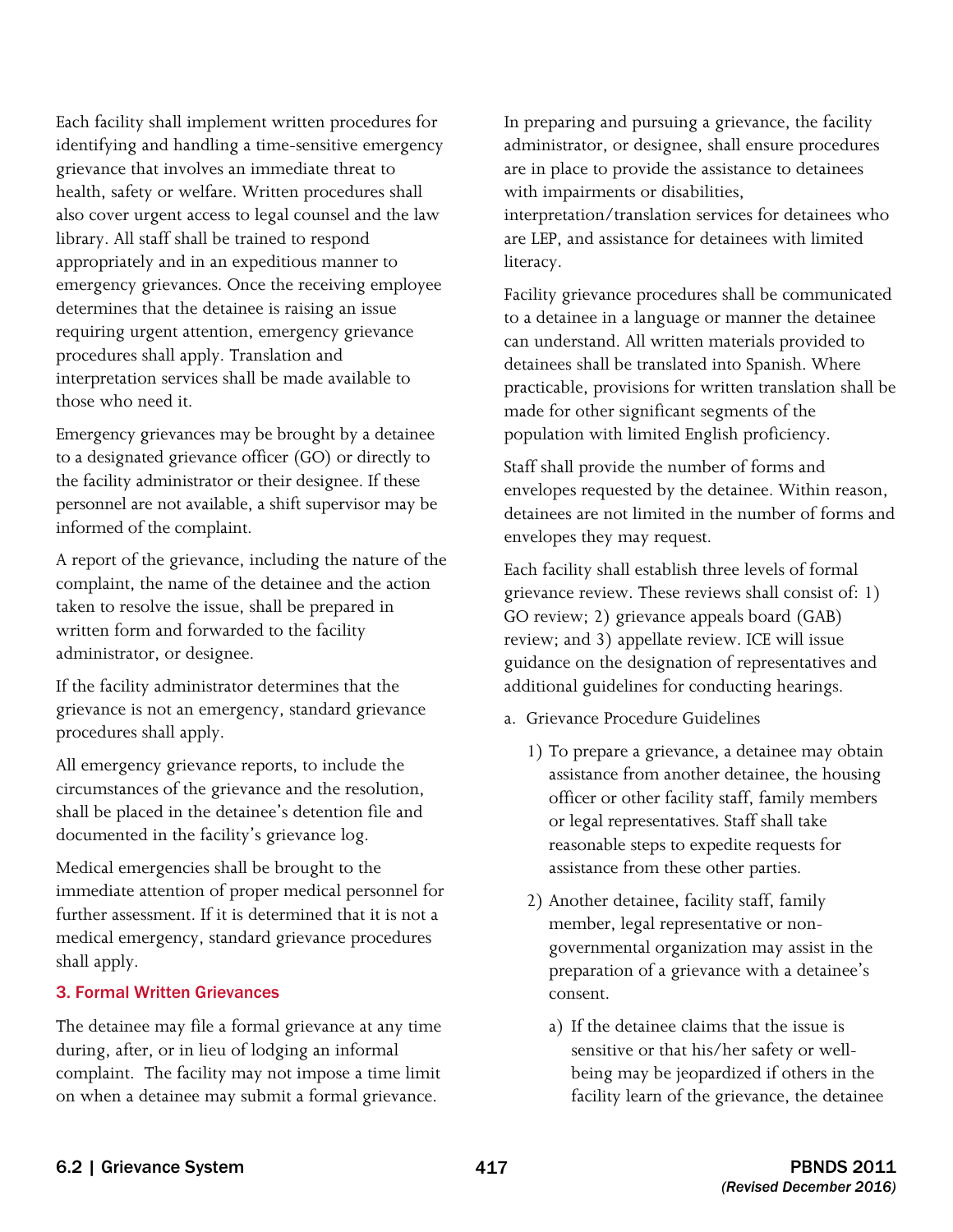Each facility shall implement written procedures for identifying and handling a time-sensitive emergency grievance that involves an immediate threat to health, safety or welfare. Written procedures shall also cover urgent access to legal counsel and the law library. All staff shall be trained to respond appropriately and in an expeditious manner to emergency grievances. Once the receiving employee determines that the detainee is raising an issue requiring urgent attention, emergency grievance procedures shall apply. Translation and interpretation services shall be made available to those who need it.

Emergency grievances may be brought by a detainee to a designated grievance officer (GO) or directly to the facility administrator or their designee. If these personnel are not available, a shift supervisor may be informed of the complaint.

A report of the grievance, including the nature of the complaint, the name of the detainee and the action taken to resolve the issue, shall be prepared in written form and forwarded to the facility administrator, or designee.

If the facility administrator determines that the grievance is not an emergency, standard grievance procedures shall apply.

All emergency grievance reports, to include the circumstances of the grievance and the resolution, shall be placed in the detainee's detention file and documented in the facility's grievance log.

Medical emergencies shall be brought to the immediate attention of proper medical personnel for further assessment. If it is determined that it is not a medical emergency, standard grievance procedures shall apply.

### 3. Formal Written Grievances

The detainee may file a formal grievance at any time during, after, or in lieu of lodging an informal complaint. The facility may not impose a time limit on when a detainee may submit a formal grievance.

In preparing and pursuing a grievance, the facility administrator, or designee, shall ensure procedures are in place to provide the assistance to detainees with impairments or disabilities, interpretation/translation services for detainees who are LEP, and assistance for detainees with limited literacy.

Facility grievance procedures shall be communicated to a detainee in a language or manner the detainee can understand. All written materials provided to detainees shall be translated into Spanish. Where practicable, provisions for written translation shall be made for other significant segments of the population with limited English proficiency.

Staff shall provide the number of forms and envelopes requested by the detainee. Within reason, detainees are not limited in the number of forms and envelopes they may request.

Each facility shall establish three levels of formal grievance review. These reviews shall consist of: 1) GO review; 2) grievance appeals board (GAB) review; and 3) appellate review. ICE will issue guidance on the designation of representatives and additional guidelines for conducting hearings.

a. Grievance Procedure Guidelines

   1) To prepare a grievance, a detainee may obtain assistance from another detainee, the housing officer or other facility staff, family members or legal representatives. Staff shall take reasonable steps to expedite requests for assistance from these other parties.

   2) Another detainee, facility staff, family member, legal representative or non-governmental organization may assist in the preparation of a grievance with a detainee's consent.

      a) If the detainee claims that the issue is sensitive or that his/her safety or well-being may be jeopardized if others in the facility learn of the grievance, the detainee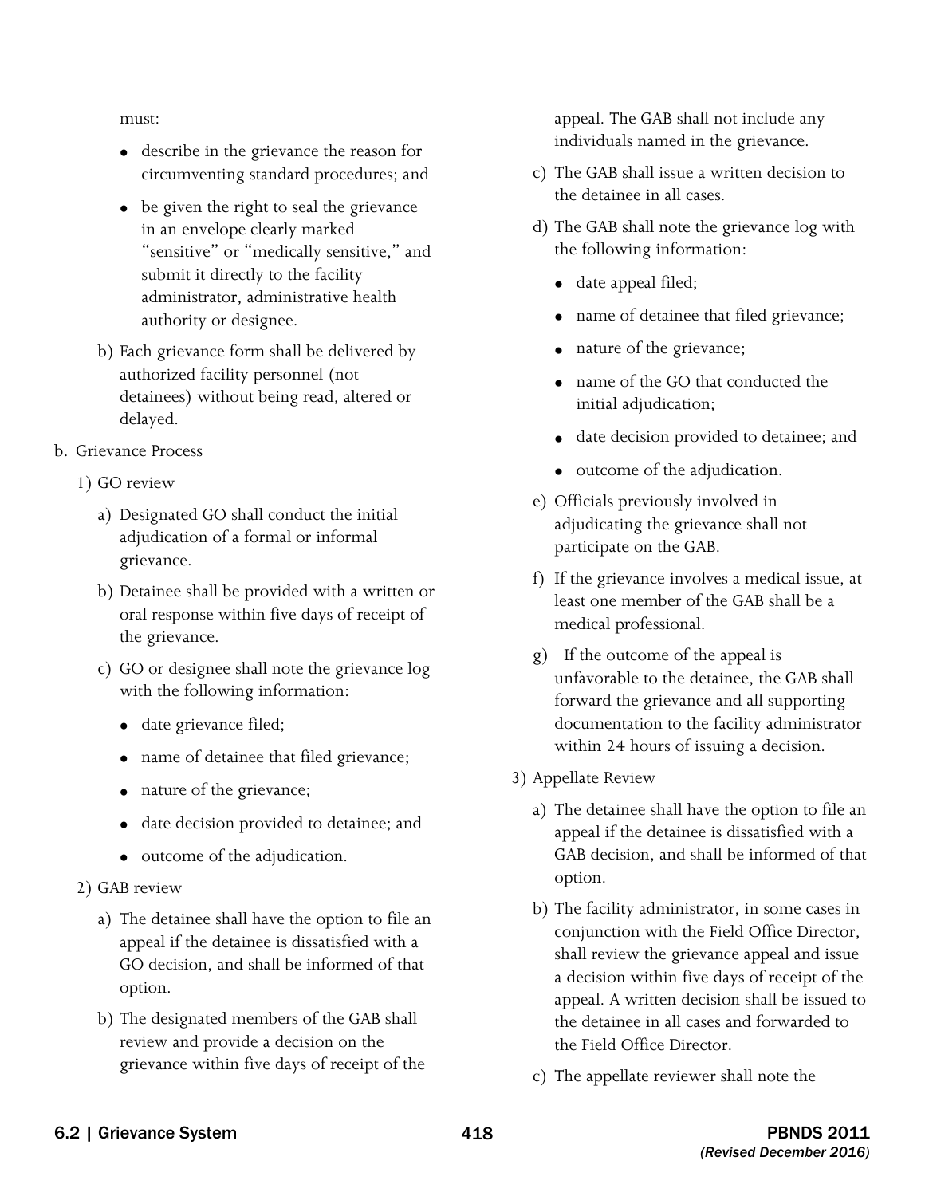must:

- describe in the grievance the reason for circumventing standard procedures; and
- be given the right to seal the grievance in an envelope clearly marked "sensitive" or "medically sensitive," and submit it directly to the facility administrator, administrative health authority or designee.

b) Each grievance form shall be delivered by authorized facility personnel (not detainees) without being read, altered or delayed.

b. Grievance Process

1) GO review

a) Designated GO shall conduct the initial adjudication of a formal or informal grievance.

b) Detainee shall be provided with a written or oral response within five days of receipt of the grievance.

c) GO or designee shall note the grievance log with the following information:

- date grievance filed;
- name of detainee that filed grievance;
- nature of the grievance;
- date decision provided to detainee; and
- outcome of the adjudication.

2) GAB review

a) The detainee shall have the option to file an appeal if the detainee is dissatisfied with a GO decision, and shall be informed of that option.

b) The designated members of the GAB shall review and provide a decision on the grievance within five days of receipt of the appeal. The GAB shall not include any individuals named in the grievance.

c) The GAB shall issue a written decision to the detainee in all cases.

d) The GAB shall note the grievance log with the following information:

- date appeal filed;
- name of detainee that filed grievance;
- nature of the grievance;
- name of the GO that conducted the initial adjudication;
- date decision provided to detainee; and
- outcome of the adjudication.

e) Officials previously involved in adjudicating the grievance shall not participate on the GAB.

f) If the grievance involves a medical issue, at least one member of the GAB shall be a medical professional.

g) If the outcome of the appeal is unfavorable to the detainee, the GAB shall forward the grievance and all supporting documentation to the facility administrator within 24 hours of issuing a decision.

3) Appellate Review

a) The detainee shall have the option to file an appeal if the detainee is dissatisfied with a GAB decision, and shall be informed of that option.

b) The facility administrator, in some cases in conjunction with the Field Office Director, shall review the grievance appeal and issue a decision within five days of receipt of the appeal. A written decision shall be issued to the detainee in all cases and forwarded to the Field Office Director.

c) The appellate reviewer shall note the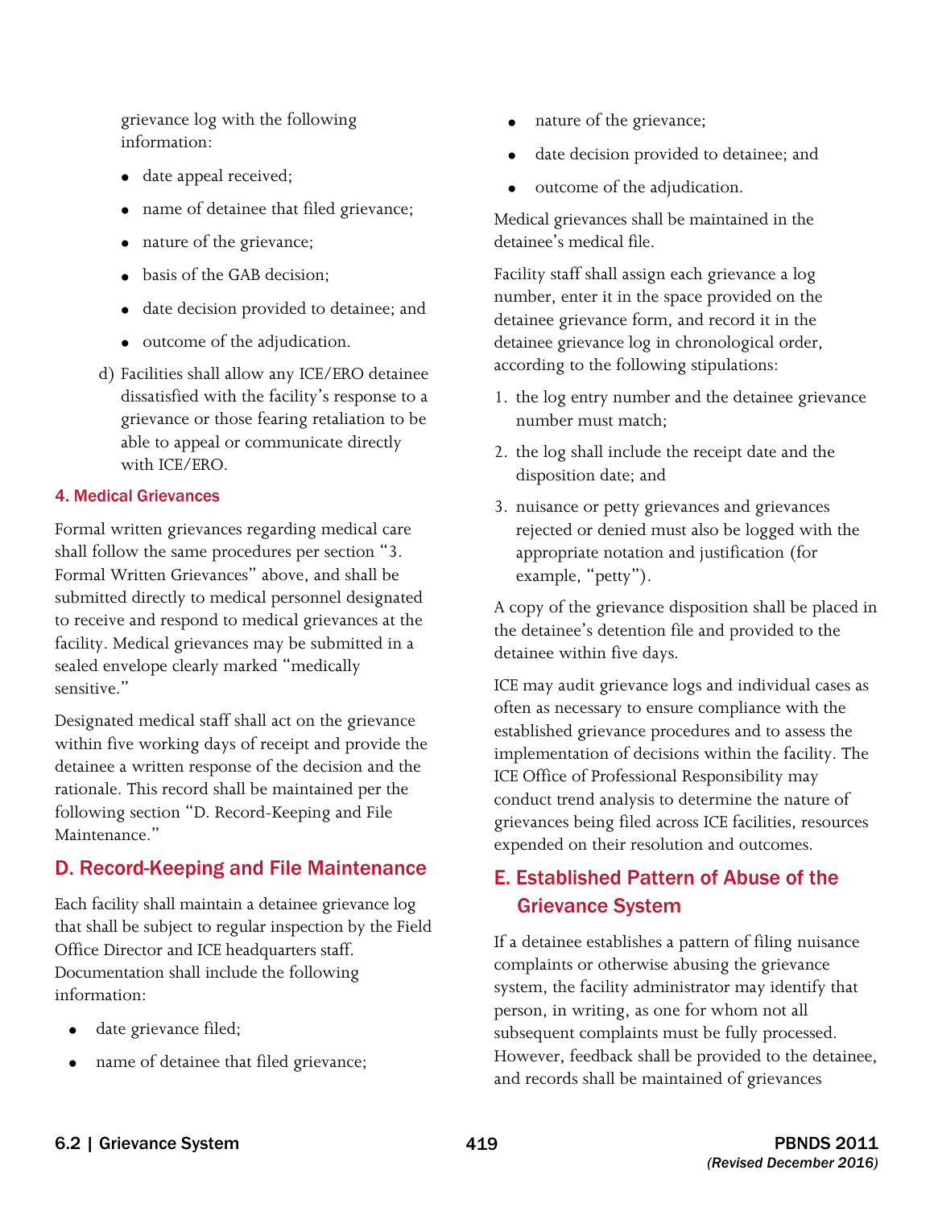grievance log with the following information:

- date appeal received;
- name of detainee that filed grievance;
- nature of the grievance;
- basis of the GAB decision;
- date decision provided to detainee; and
- outcome of the adjudication.

d) Facilities shall allow any ICE/ERO detainee dissatisfied with the facility's response to a grievance or those fearing retaliation to be able to appeal or communicate directly with ICE/ERO.

### 4. Medical Grievances

Formal written grievances regarding medical care shall follow the same procedures per section "3. Formal Written Grievances" above, and shall be submitted directly to medical personnel designated to receive and respond to medical grievances at the facility. Medical grievances may be submitted in a sealed envelope clearly marked "medically sensitive."

Designated medical staff shall act on the grievance within five working days of receipt and provide the detainee a written response of the decision and the rationale. This record shall be maintained per the following section "D. Record-Keeping and File Maintenance."

## D. Record-Keeping and File Maintenance

Each facility shall maintain a detainee grievance log that shall be subject to regular inspection by the Field Office Director and ICE headquarters staff. Documentation shall include the following information:

- date grievance filed;
- name of detainee that filed grievance;
- nature of the grievance;
- date decision provided to detainee; and
- outcome of the adjudication.

Medical grievances shall be maintained in the detainee's medical file.

Facility staff shall assign each grievance a log number, enter it in the space provided on the detainee grievance form, and record it in the detainee grievance log in chronological order, according to the following stipulations:

1. the log entry number and the detainee grievance number must match;
2. the log shall include the receipt date and the disposition date; and
3. nuisance or petty grievances and grievances rejected or denied must also be logged with the appropriate notation and justification (for example, "petty").

A copy of the grievance disposition shall be placed in the detainee's detention file and provided to the detainee within five days.

ICE may audit grievance logs and individual cases as often as necessary to ensure compliance with the established grievance procedures and to assess the implementation of decisions within the facility. The ICE Office of Professional Responsibility may conduct trend analysis to determine the nature of grievances being filed across ICE facilities, resources expended on their resolution and outcomes.

## E. Established Pattern of Abuse of the Grievance System

If a detainee establishes a pattern of filing nuisance complaints or otherwise abusing the grievance system, the facility administrator may identify that person, in writing, as one for whom not all subsequent complaints must be fully processed. However, feedback shall be provided to the detainee, and records shall be maintained of grievances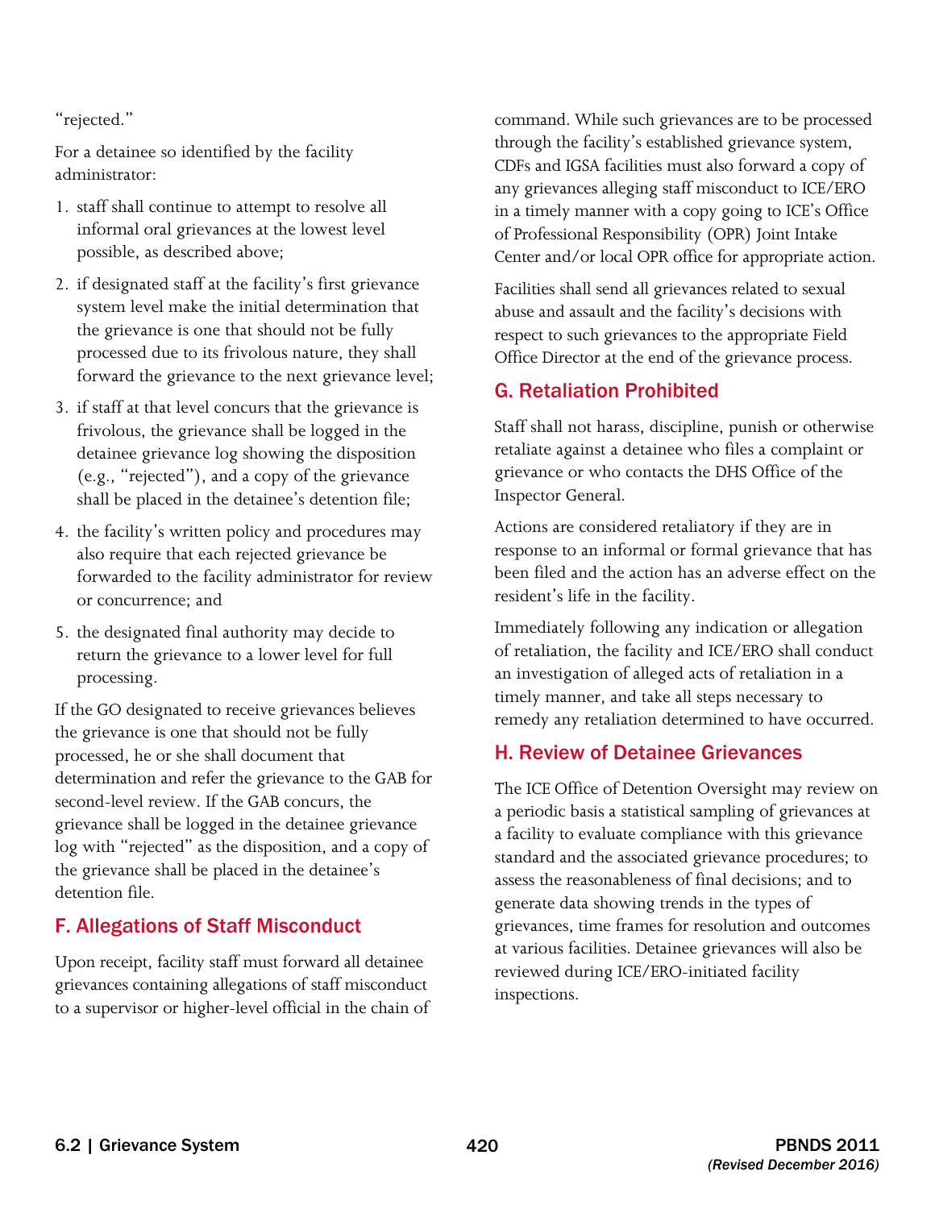"rejected."

For a detainee so identified by the facility administrator:

1. staff shall continue to attempt to resolve all informal oral grievances at the lowest level possible, as described above;
2. if designated staff at the facility's first grievance system level make the initial determination that the grievance is one that should not be fully processed due to its frivolous nature, they shall forward the grievance to the next grievance level;
3. if staff at that level concurs that the grievance is frivolous, the grievance shall be logged in the detainee grievance log showing the disposition (e.g., "rejected"), and a copy of the grievance shall be placed in the detainee's detention file;
4. the facility's written policy and procedures may also require that each rejected grievance be forwarded to the facility administrator for review or concurrence; and
5. the designated final authority may decide to return the grievance to a lower level for full processing.

If the GO designated to receive grievances believes the grievance is one that should not be fully processed, he or she shall document that determination and refer the grievance to the GAB for second-level review. If the GAB concurs, the grievance shall be logged in the detainee grievance log with "rejected" as the disposition, and a copy of the grievance shall be placed in the detainee's detention file.

## F. Allegations of Staff Misconduct

Upon receipt, facility staff must forward all detainee grievances containing allegations of staff misconduct to a supervisor or higher-level official in the chain of command. While such grievances are to be processed through the facility's established grievance system, CDFs and IGSA facilities must also forward a copy of any grievances alleging staff misconduct to ICE/ERO in a timely manner with a copy going to ICE's Office of Professional Responsibility (OPR) Joint Intake Center and/or local OPR office for appropriate action.

Facilities shall send all grievances related to sexual abuse and assault and the facility's decisions with respect to such grievances to the appropriate Field Office Director at the end of the grievance process.

## G. Retaliation Prohibited

Staff shall not harass, discipline, punish or otherwise retaliate against a detainee who files a complaint or grievance or who contacts the DHS Office of the Inspector General.

Actions are considered retaliatory if they are in response to an informal or formal grievance that has been filed and the action has an adverse effect on the resident's life in the facility.

Immediately following any indication or allegation of retaliation, the facility and ICE/ERO shall conduct an investigation of alleged acts of retaliation in a timely manner, and take all steps necessary to remedy any retaliation determined to have occurred.

## H. Review of Detainee Grievances

The ICE Office of Detention Oversight may review on a periodic basis a statistical sampling of grievances at a facility to evaluate compliance with this grievance standard and the associated grievance procedures; to assess the reasonableness of final decisions; and to generate data showing trends in the types of grievances, time frames for resolution and outcomes at various facilities. Detainee grievances will also be reviewed during ICE/ERO-initiated facility inspections.